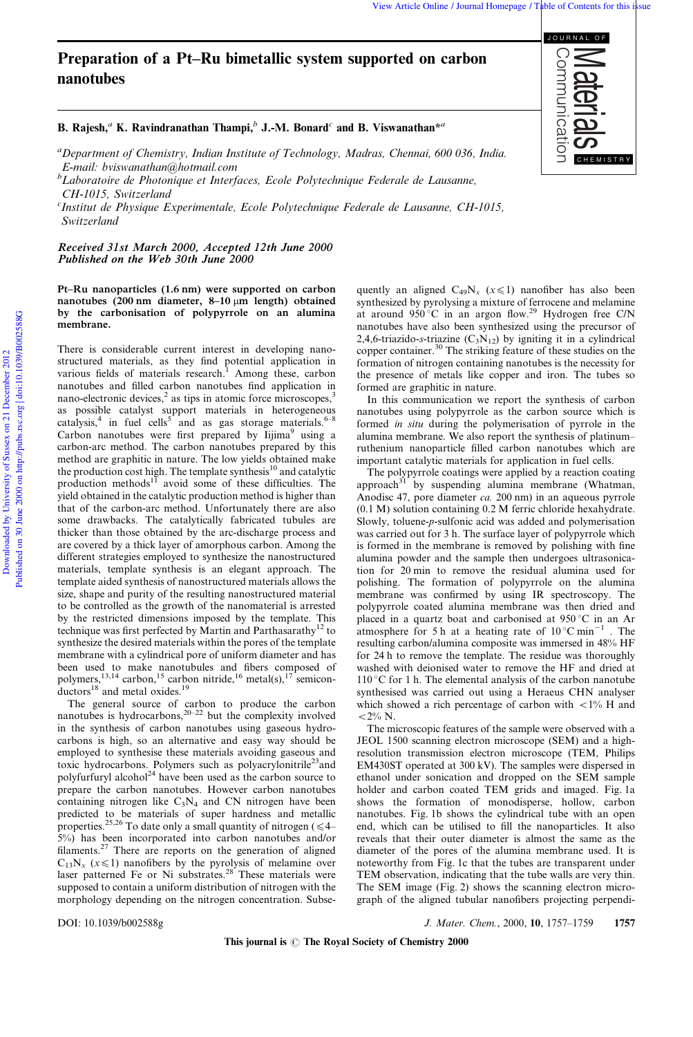# Preparation of a Pt–Ru bimetallic system supported on carbon nanotubes

**B. Rajesh,[a] K. Ravindranathan Thampi,[b] J.-M. Bonard[c] and B. Viswanathan*[a]**

[a] *Department of Chemistry, Indian Institute of Technology, Madras, Chennai, 600 036, India. E-mail: bviswanathan@hotmail.com*
[b] *Laboratoire de Photonique et Interfaces, Ecole Polytechnique Federale de Lausanne, CH-1015, Switzerland*
[c] *Institut de Physique Experimentale, Ecole Polytechnique Federale de Lausanne, CH-1015, Switzerland*

***Received 31st March 2000, Accepted 12th June 2000***
***Published on the Web 30th June 2000***

**Pt–Ru nanoparticles (1.6 nm) were supported on carbon nanotubes (200 nm diameter, 8–10 μm length) obtained by the carbonisation of polypyrrole on an alumina membrane.**

There is considerable current interest in developing nanostructured materials, as they find potential application in various fields of materials research.[1] Among these, carbon nanotubes and filled carbon nanotubes find application in nano-electronic devices,[2] as tips in atomic force microscopes,[3] as possible catalyst support materials in heterogeneous catalysis,[4] in fuel cells[5] and as gas storage materials.[6–8] Carbon nanotubes were first prepared by Iijima[9] using a carbon-arc method. The carbon nanotubes prepared by this method are graphitic in nature. The low yields obtained make the production cost high. The template synthesis[10] and catalytic production methods[11] avoid some of these difficulties. The yield obtained in the catalytic production method is higher than that of the carbon-arc method. Unfortunately there are also some drawbacks. The catalytically fabricated tubules are thicker than those obtained by the arc-discharge process and are covered by a thick layer of amorphous carbon. Among the different strategies employed to synthesize the nanostructured materials, template synthesis is an elegant approach. The template aided synthesis of nanostructured materials allows the size, shape and purity of the resulting nanostructured material to be controlled as the growth of the nanomaterial is arrested by the restricted dimensions imposed by the template. This technique was first perfected by Martin and Parthasarathy[12] to synthesize the desired materials within the pores of the template membrane with a cylindrical pore of uniform diameter and has been used to make nanotubules and fibers composed of polymers,[13,14] carbon,[15] carbon nitride,[16] metal(s),[17] semiconductors[18] and metal oxides.[19]

The general source of carbon to produce the carbon nanotubes is hydrocarbons,[20–22] but the complexity involved in the synthesis of carbon nanotubes using gaseous hydrocarbons is high, so an alternative and easy way should be employed to synthesise these materials avoiding gaseous and toxic hydrocarbons. Polymers such as polyacrylonitrile[23] and polyfurfuryl alcohol[24] have been used as the carbon source to prepare the carbon nanotubes. However carbon nanotubes containing nitrogen like $C_3N_4$ and CN nitrogen have been predicted to be materials of super hardness and metallic properties.[25,26] To date only a small quantity of nitrogen ($\leqslant$4–5%) has been incorporated into carbon nanotubes and/or filaments.[27] There are reports on the generation of aligned $C_{13}N_x$ ($x \leqslant 1$) nanofibers by the pyrolysis of melamine over laser patterned Fe or Ni substrates.[28] These materials were supposed to contain a uniform distribution of nitrogen with the morphology depending on the nitrogen concentration. Subsequently an aligned $C_{49}N_x$ ($x \leqslant 1$) nanofiber has also been synthesized by pyrolysing a mixture of ferrocene and melamine at around 950 °C in an argon flow.[29] Hydrogen free C/N nanotubes have also been synthesized using the precursor of 2,4,6-triazido-*s*-triazine ($C_3N_{12}$) by igniting it in a cylindrical copper container.[30] The striking feature of these studies on the formation of nitrogen containing nanotubes is the necessity for the presence of metals like copper and iron. The tubes so formed are graphitic in nature.

In this communication we report the synthesis of carbon nanotubes using polypyrrole as the carbon source which is formed *in situ* during the polymerisation of pyrrole in the alumina membrane. We also report the synthesis of platinum–ruthenium nanoparticle filled carbon nanotubes which are important catalytic materials for application in fuel cells.

The polypyrrole coatings were applied by a reaction coating approach[31] by suspending alumina membrane (Whatman, Anodisc 47, pore diameter *ca.* 200 nm) in an aqueous pyrrole (0.1 M) solution containing 0.2 M ferric chloride hexahydrate. Slowly, toluene-*p*-sulfonic acid was added and polymerisation was carried out for 3 h. The surface layer of polypyrrole which is formed in the membrane is removed by polishing with fine alumina powder and the sample then undergoes ultrasonication for 20 min to remove the residual alumina used for polishing. The formation of polypyrrole on the alumina membrane was confirmed by using IR spectroscopy. The polypyrrole coated alumina membrane was then dried and placed in a quartz boat and carbonised at 950 °C in an Ar atmosphere for 5 h at a heating rate of 10 °C $min^{-1}$. The resulting carbon/alumina composite was immersed in 48% HF for 24 h to remove the template. The residue was thoroughly washed with deionised water to remove the HF and dried at 110 °C for 1 h. The elemental analysis of the carbon nanotube synthesised was carried out using a Heraeus CHN analyser which showed a rich percentage of carbon with <1% H and <2% N.

The microscopic features of the sample were observed with a JEOL 1500 scanning electron microscope (SEM) and a high-resolution transmission electron microscope (TEM, Philips EM430ST operated at 300 kV). The samples were dispersed in ethanol under sonication and dropped on the SEM sample holder and carbon coated TEM grids and imaged. Fig. 1a shows the formation of monodisperse, hollow, carbon nanotubes. Fig. 1b shows the cylindrical tube with an open end, which can be utilised to fill the nanoparticles. It also reveals that their outer diameter is almost the same as the diameter of the pores of the alumina membrane used. It is noteworthy from Fig. 1c that the tubes are transparent under TEM observation, indicating that the tube walls are very thin. The SEM image (Fig. 2) shows the scanning electron micrograph of the aligned tubular nanofibers projecting perpendi-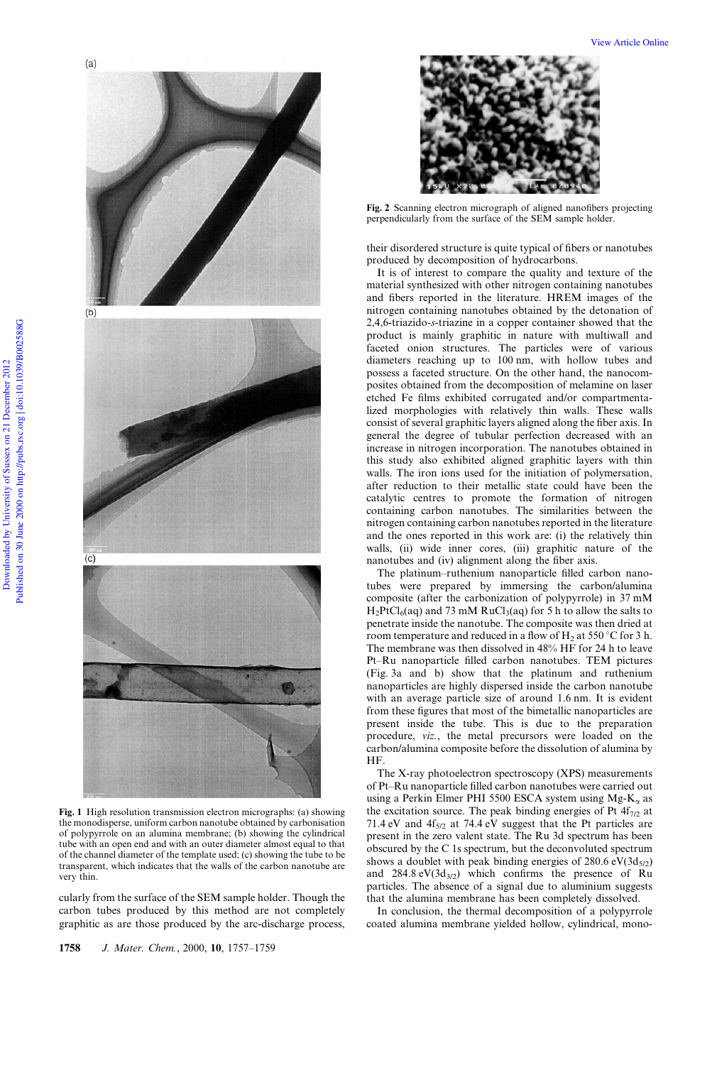Fig. 1 High resolution transmission electron micrographs: (a) showing the monodisperse, uniform carbon nanotube obtained by carbonisation of polypyrrole on an alumina membrane; (b) showing the cylindrical tube with an open end and with an outer diameter almost equal to that of the channel diameter of the template used; (c) showing the tube to be transparent, which indicates that the walls of the carbon nanotube are very thin.

cularly from the surface of the SEM sample holder. Though the carbon tubes produced by this method are not completely graphitic as are those produced by the arc-discharge process, their disordered structure is quite typical of fibers or nanotubes produced by decomposition of hydrocarbons.

Fig. 2 Scanning electron micrograph of aligned nanofibers projecting perpendicularly from the surface of the SEM sample holder.

It is of interest to compare the quality and texture of the material synthesized with other nitrogen containing nanotubes and fibers reported in the literature. HREM images of the nitrogen containing nanotubes obtained by the detonation of 2,4,6-triazido-*s*-triazine in a copper container showed that the product is mainly graphitic in nature with multiwall and faceted onion structures. The particles were of various diameters reaching up to 100 nm, with hollow tubes and possess a faceted structure. On the other hand, the nanocomposites obtained from the decomposition of melamine on laser etched Fe films exhibited corrugated and/or compartmentalized morphologies with relatively thin walls. These walls consist of several graphitic layers aligned along the fiber axis. In general the degree of tubular perfection decreased with an increase in nitrogen incorporation. The nanotubes obtained in this study also exhibited aligned graphitic layers with thin walls. The iron ions used for the initiation of polymersation, after reduction to their metallic state could have been the catalytic centres to promote the formation of nitrogen containing carbon nanotubes. The similarities between the nitrogen containing carbon nanotubes reported in the literature and the ones reported in this work are: (i) the relatively thin walls, (ii) wide inner cores, (iii) graphitic nature of the nanotubes and (iv) alignment along the fiber axis.

The platinum–ruthenium nanoparticle filled carbon nanotubes were prepared by immersing the carbon/alumina composite (after the carbonization of polypyrrole) in 37 mM $H_2PtCl_6$(aq) and 73 mM $RuCl_3$(aq) for 5 h to allow the salts to penetrate inside the nanotube. The composite was then dried at room temperature and reduced in a flow of $H_2$ at 550 °C for 3 h. The membrane was then dissolved in 48% HF for 24 h to leave Pt–Ru nanoparticle filled carbon nanotubes. TEM pictures (Fig. 3a and b) show that the platinum and ruthenium nanoparticles are highly dispersed inside the carbon nanotube with an average particle size of around 1.6 nm. It is evident from these figures that most of the bimetallic nanoparticles are present inside the tube. This is due to the preparation procedure, *viz.*, the metal precursors were loaded on the carbon/alumina composite before the dissolution of alumina by HF.

The X-ray photoelectron spectroscopy (XPS) measurements of Pt–Ru nanoparticle filled carbon nanotubes were carried out using a Perkin Elmer PHI 5500 ESCA system using Mg-$K_\alpha$ as the excitation source. The peak binding energies of Pt $4f_{7/2}$ at 71.4 eV and $4f_{5/2}$ at 74.4 eV suggest that the Pt particles are present in the zero valent state. The Ru 3d spectrum has been obscured by the C 1s spectrum, but the deconvoluted spectrum shows a doublet with peak binding energies of 280.6 eV($3d_{5/2}$) and 284.8 eV($3d_{3/2}$) which confirms the presence of Ru particles. The absence of a signal due to aluminium suggests that the alumina membrane has been completely dissolved.

In conclusion, the thermal decomposition of a polypyrrole coated alumina membrane yielded hollow, cylindrical, mono-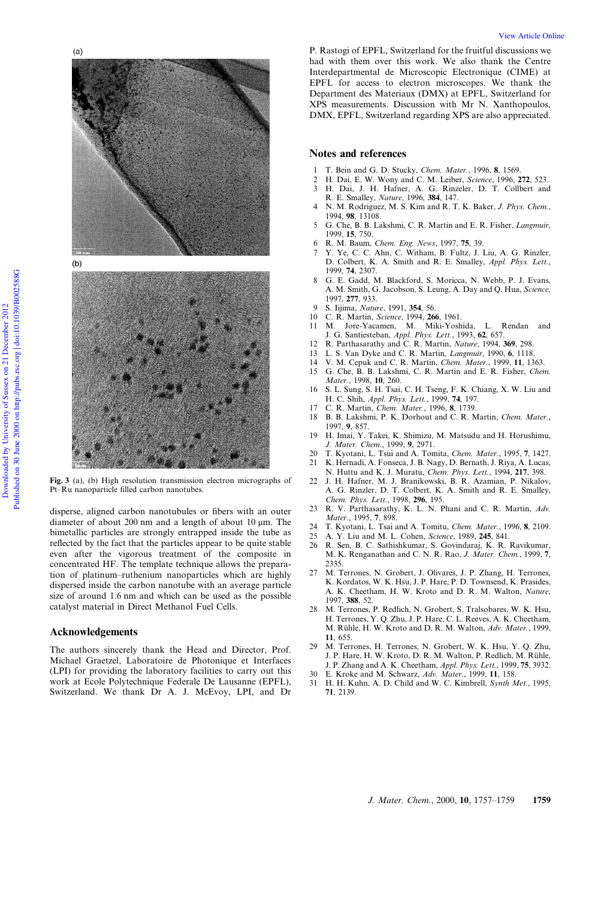(a)

(b)

**Fig. 3** (a), (b) High resolution transmission electron micrographs of Pt–Ru nanoparticle filled carbon nanotubes.

disperse, aligned carbon nanotubules or fibers with an outer diameter of about 200 nm and a length of about 10 μm. The bimetallic particles are strongly entrapped inside the tube as reflected by the fact that the particles appear to be quite stable even after the vigorous treatment of the composite in concentrated HF. The template technique allows the preparation of platinum–ruthenium nanoparticles which are highly dispersed inside the carbon nanotube with an average particle size of around 1.6 nm and which can be used as the possible catalyst material in Direct Methanol Fuel Cells.

## Acknowledgements

The authors sincerely thank the Head and Director, Prof. Michael Graetzel, Laboratoire de Photonique et Interfaces (LPI) for providing the laboratory facilities to carry out this work at Ecole Polytechnique Federale De Lausanne (EPFL), Switzerland. We thank Dr A. J. McEvoy, LPI, and Dr P. Rastogi of EPFL, Switzerland for the fruitful discussions we had with them over this work. We also thank the Centre Interdepartmental de Microscopic Electronique (CIME) at EPFL for access to electron microscopes. We thank the Department des Materiaux (DMX) at EPFL, Switzerland for XPS measurements. Discussion with Mr N. Xanthopoulos, DMX, EPFL, Switzerland regarding XPS are also appreciated.

## Notes and references

1. T. Bein and G. D. Stucky, *Chem. Mater.*, 1996, **8**, 1569.
2. H. Dai, E. W. Wony and C. M. Leiber, *Science*, 1996, **272**, 523.
3. H. Dai, J. H. Hafner, A. G. Rinzeler, D. T. Collbert and R. E. Smalley, *Nature*, 1996, **384**, 147.
4. N. M. Rodriguez, M. S. Kim and R. T. K. Baker, *J. Phys. Chem.*, 1994, **98**, 13108.
5. G. Che, B. B. Lakshmi, C. R. Martin and E. R. Fisher, *Langmuir*, 1999, **15**, 750.
6. R. M. Baum, *Chem. Eng. News*, 1997, **75**, 39.
7. Y. Ye, C. C. Ahn, C. Witham, B. Fultz, J. Liu, A. G. Rinzler, D. Colbert, K. A. Smith and R. E. Smalley, *Appl. Phys. Lett.*, 1999, **74**, 2307.
8. G. E. Gadd, M. Blackford, S. Moricca, N. Webb, P. J. Evans, A. M. Smith, G. Jacobson, S. Leung, A. Day and Q. Hua, *Science*, 1997, **277**, 933.
9. S. Iijima, *Nature*, 1991, **354**, 56.
10. C. R. Martin, *Science*, 1994, **266**, 1961.
11. M. Jore-Yacamen, M. Miki-Yoshida, L. Rendan and J. G. Santiesteban, *Appl. Phys. Lett.*, 1993, **62**, 657.
12. R. Parthasarathy and C. R. Martin, *Nature*, 1994, **369**, 298.
13. L. S. Van Dyke and C. R. Martin, *Langmuir*, 1990, **6**, 1118.
14. V. M. Cepuk and C. R. Martin, *Chem. Mater.*, 1999, **11**, 1363.
15. G. Che, B. B. Lakshmi, C. R. Martin and E. R. Fisher, *Chem. Mater.*, 1998, **10**, 260.
16. S. L. Sung, S. H. Tsai, C. H. Tseng, F. K. Chiang, X. W. Liu and H. C. Shih, *Appl. Phys. Lett.*, 1999, **74**, 197.
17. C. R. Martin, *Chem. Mater.*, 1996, **8**, 1739.
18. B. B. Lakshmi, P. K. Dorhout and C. R. Martin, *Chem. Mater.*, 1997, **9**, 857.
19. H. Imai, Y. Takei, K. Shimizu, M. Matsudu and H. Horushimu, *J. Mater. Chem.*, 1999, **9**, 2971.
20. T. Kyotani, L. Tsui and A. Tomita, *Chem. Mater.*, 1995, **7**, 1427.
21. K. Hernadi, A. Fonseca, J. B. Nagy, D. Bernath, J. Riya, A. Lucas, N. Huttu and K. J. Muratu, *Chem. Phys. Lett.*, 1994, **217**, 398.
22. J. H. Hafner, M. J. Branikowski, B. R. Azamian, P. Nikalov, A. G. Rinzler, D. T. Colbert, K. A. Smith and R. E. Smalley, *Chem. Phys. Lett.*, 1998, **296**, 195.
23. R. V. Parthasarathy, K. L. N. Phani and C. R. Martin, *Adv. Mater.*, 1995, **7**, 898.
24. T. Kyotani, L. Tsai and A. Tomitu, *Chem. Mater.*, 1996, **8**, 2109.
25. A. Y. Liu and M. L. Cohen, *Science*, 1989, **245**, 841.
26. R. Sen, B. C. Sathishkumar, S. Govindaraj, K. R. Ravikumar, M. K. Renganathan and C. N. R. Rao, *J. Mater. Chem.*, 1999, **7**, 2335.
27. M. Terrones, N. Grobert, J. Olivares, J. P. Zhang, H. Terrones, K. Kordatos, W. K. Hsu, J. P. Hare, P. D. Townsend, K. Prasides, A. K. Cheetham, H. W. Kroto and D. R. M. Walton, *Nature*, 1997, **388**, 52.
28. M. Terrones, P. Redlich, N. Grobert, S. Tralsobares, W. K. Hsu, H. Terrones, Y. Q. Zhu, J. P. Hare, C. L. Reeves, A. K. Cheetham, M. Rühle, H. W. Kroto and D. R. M. Walton, *Adv. Mater.*, 1999, **11**, 655.
29. M. Terrones, H. Terrones, N. Grobert, W. K. Hsu, Y. Q. Zhu, J. P. Hare, H. W. Kroto, D. R. M. Walton, P. Redlich, M. Rühle, J. P. Zhang and A. K. Cheetham, *Appl. Phys. Lett.*, 1999, **75**, 3932.
30. E. Kroke and M. Schwarz, *Adv. Mater.*, 1999, **11**, 158.
31. H. H. Kuhn, A. D. Child and W. C. Kimbrell, *Synth Met.*, 1995, **71**, 2139.